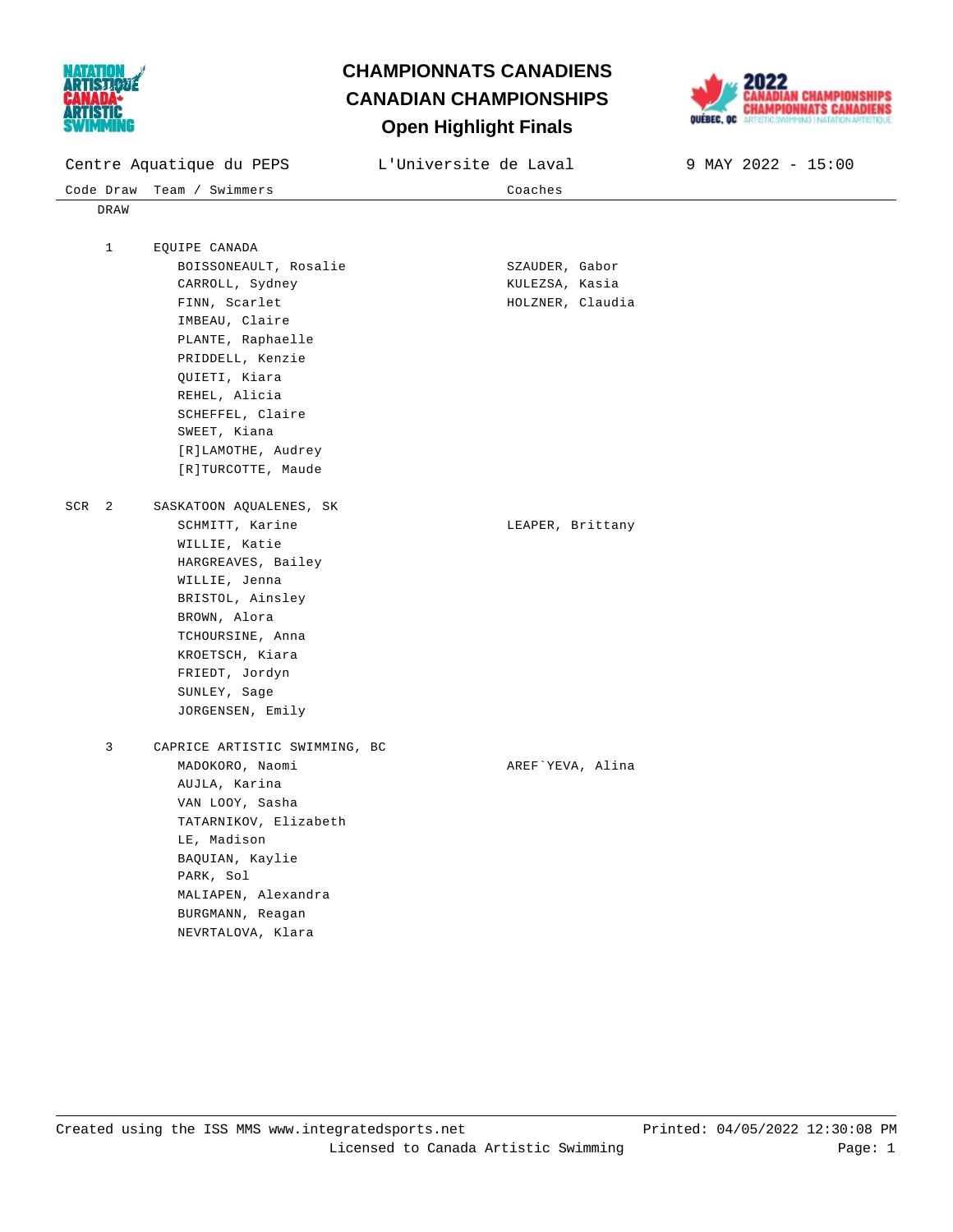# CHAMPIONNATS CANADIENS
# CANADIAN CHAMPIONSHIPS
## Open Highlight Finals

Centre Aquatique du PEPS | L'Universite de Laval | 9 MAY 2022 - 15:00

| Code | Draw | Team / Swimmers | Coaches |
|---|---|---|---|
| | DRAW | | |
| | 1 | EQUIPE CANADA | |
| | | BOISSONEAULT, Rosalie | SZAUDER, Gabor |
| | | CARROLL, Sydney | KULEZSA, Kasia |
| | | FINN, Scarlet | HOLZNER, Claudia |
| | | IMBEAU, Claire | |
| | | PLANTE, Raphaelle | |
| | | PRIDDELL, Kenzie | |
| | | QUIETI, Kiara | |
| | | REHEL, Alicia | |
| | | SCHEFFEL, Claire | |
| | | SWEET, Kiana | |
| | | [R]LAMOTHE, Audrey | |
| | | [R]TURCOTTE, Maude | |
| SCR | 2 | SASKATOON AQUALENES, SK | |
| | | SCHMITT, Karine | LEAPER, Brittany |
| | | WILLIE, Katie | |
| | | HARGREAVES, Bailey | |
| | | WILLIE, Jenna | |
| | | BRISTOL, Ainsley | |
| | | BROWN, Alora | |
| | | TCHOURSINE, Anna | |
| | | KROETSCH, Kiara | |
| | | FRIEDT, Jordyn | |
| | | SUNLEY, Sage | |
| | | JORGENSEN, Emily | |
| | 3 | CAPRICE ARTISTIC SWIMMING, BC | |
| | | MADOKORO, Naomi | AREF`YEVA, Alina |
| | | AUJLA, Karina | |
| | | VAN LOOY, Sasha | |
| | | TATARNIKOV, Elizabeth | |
| | | LE, Madison | |
| | | BAQUIAN, Kaylie | |
| | | PARK, Sol | |
| | | MALIAPEN, Alexandra | |
| | | BURGMANN, Reagan | |
| | | NEVRTALOVA, Klara | |

Created using the ISS MMS www.integratedsports.net    Printed: 04/05/2022 12:30:08 PM
Licensed to Canada Artistic Swimming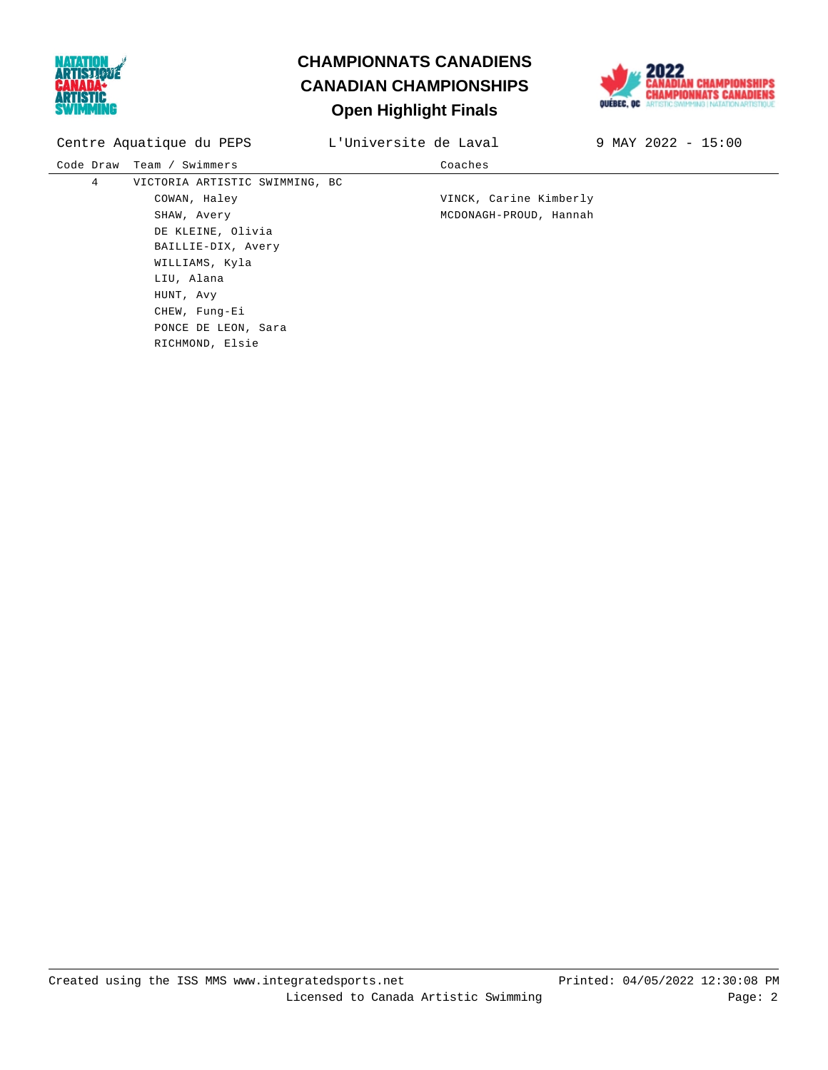# CHAMPIONNATS CANADIENS
# CANADIAN CHAMPIONSHIPS
## Open Highlight Finals

Centre Aquatique du PEPS — L'Universite de Laval — 9 MAY 2022 - 15:00

| Code | Draw | Team / Swimmers | Coaches |
|---|---|---|---|
| | 4 | VICTORIA ARTISTIC SWIMMING, BC | |
| | | COWAN, Haley | VINCK, Carine Kimberly |
| | | SHAW, Avery | MCDONAGH-PROUD, Hannah |
| | | DE KLEINE, Olivia | |
| | | BAILLIE-DIX, Avery | |
| | | WILLIAMS, Kyla | |
| | | LIU, Alana | |
| | | HUNT, Avy | |
| | | CHEW, Fung-Ei | |
| | | PONCE DE LEON, Sara | |
| | | RICHMOND, Elsie | |

Created using the ISS MMS www.integratedsports.net — Printed: 04/05/2022 12:30:08 PM

Licensed to Canada Artistic Swimming